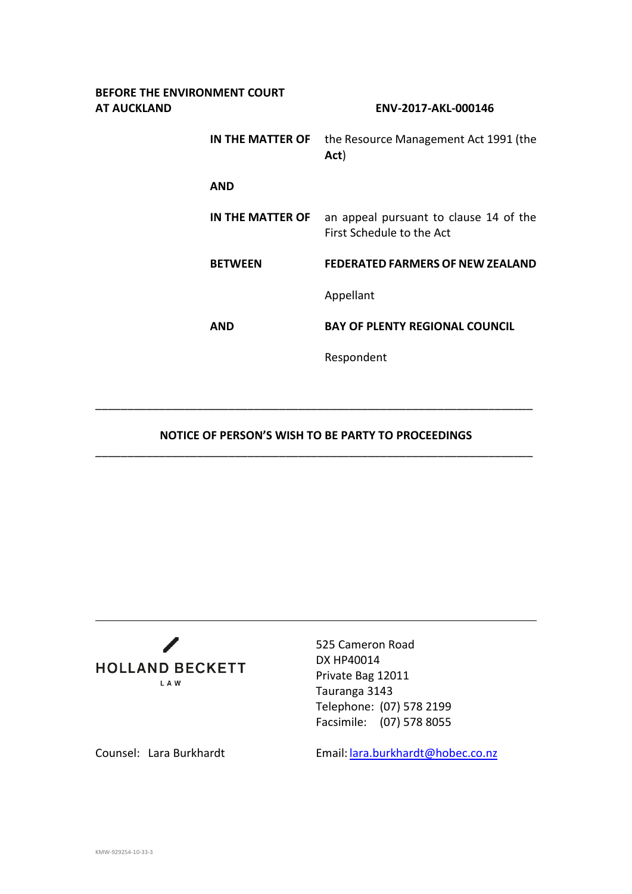**BEFORE THE ENVIRONMENT COURT**
**AT AUCKLAND** **ENV-2017-AKL-000146**

| | |
|---|---|
| **IN THE MATTER OF** | the Resource Management Act 1991 (the **Act**) |
| **AND** | |
| **IN THE MATTER OF** | an appeal pursuant to clause 14 of the First Schedule to the Act |
| **BETWEEN** | **FEDERATED FARMERS OF NEW ZEALAND** |
| | Appellant |
| **AND** | **BAY OF PLENTY REGIONAL COUNCIL** |
| | Respondent |

---

## NOTICE OF PERSON'S WISH TO BE PARTY TO PROCEEDINGS

---

HOLLAND BECKETT LAW

525 Cameron Road
DX HP40014
Private Bag 12011
Tauranga 3143
Telephone: (07) 578 2199
Facsimile: (07) 578 8055

Counsel: Lara Burkhardt

Email: lara.burkhardt@hobec.co.nz

KMW-929254-10-33-3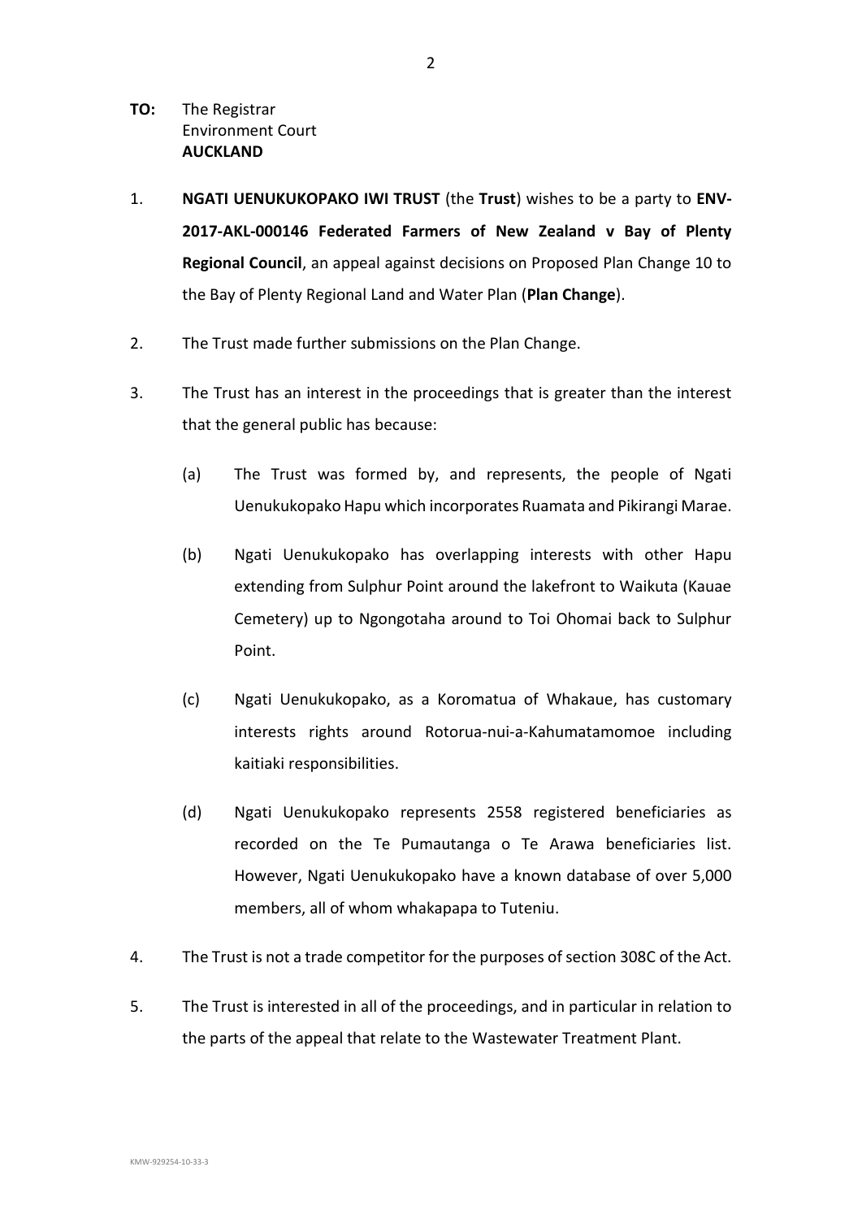**TO:** The Registrar  
Environment Court  
**AUCKLAND**

1. **NGATI UENUKUKOPAKO IWI TRUST** (the **Trust**) wishes to be a party to **ENV-2017-AKL-000146 Federated Farmers of New Zealand v Bay of Plenty Regional Council**, an appeal against decisions on Proposed Plan Change 10 to the Bay of Plenty Regional Land and Water Plan (**Plan Change**).

2. The Trust made further submissions on the Plan Change.

3. The Trust has an interest in the proceedings that is greater than the interest that the general public has because:

   (a) The Trust was formed by, and represents, the people of Ngati Uenukukopako Hapu which incorporates Ruamata and Pikirangi Marae.

   (b) Ngati Uenukukopako has overlapping interests with other Hapu extending from Sulphur Point around the lakefront to Waikuta (Kauae Cemetery) up to Ngongotaha around to Toi Ohomai back to Sulphur Point.

   (c) Ngati Uenukukopako, as a Koromatua of Whakaue, has customary interests rights around Rotorua-nui-a-Kahumatamomoe including kaitiaki responsibilities.

   (d) Ngati Uenukukopako represents 2558 registered beneficiaries as recorded on the Te Pumautanga o Te Arawa beneficiaries list. However, Ngati Uenukukopako have a known database of over 5,000 members, all of whom whakapapa to Tuteniu.

4. The Trust is not a trade competitor for the purposes of section 308C of the Act.

5. The Trust is interested in all of the proceedings, and in particular in relation to the parts of the appeal that relate to the Wastewater Treatment Plant.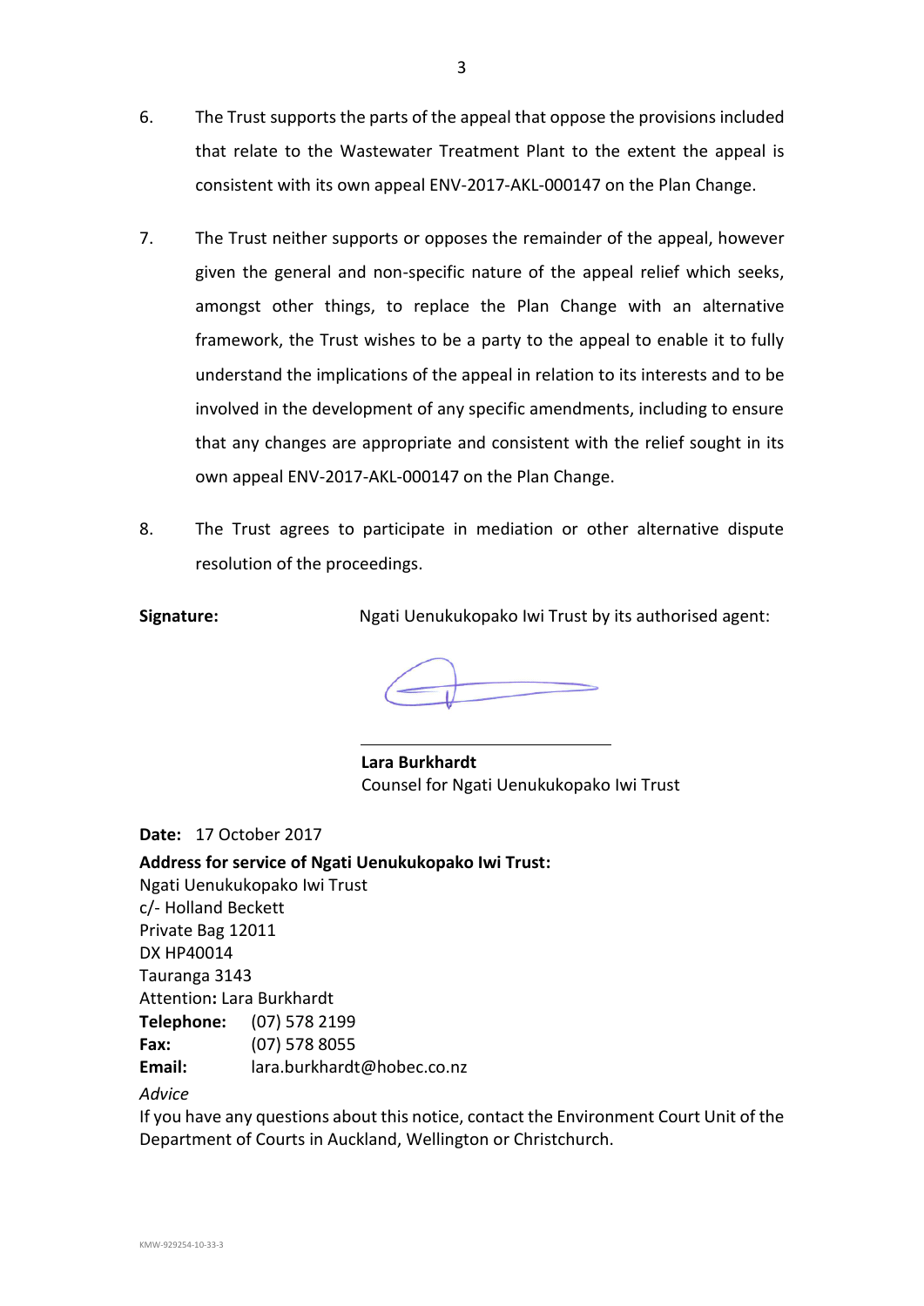6. The Trust supports the parts of the appeal that oppose the provisions included that relate to the Wastewater Treatment Plant to the extent the appeal is consistent with its own appeal ENV-2017-AKL-000147 on the Plan Change.

7. The Trust neither supports or opposes the remainder of the appeal, however given the general and non-specific nature of the appeal relief which seeks, amongst other things, to replace the Plan Change with an alternative framework, the Trust wishes to be a party to the appeal to enable it to fully understand the implications of the appeal in relation to its interests and to be involved in the development of any specific amendments, including to ensure that any changes are appropriate and consistent with the relief sought in its own appeal ENV-2017-AKL-000147 on the Plan Change.

8. The Trust agrees to participate in mediation or other alternative dispute resolution of the proceedings.

**Signature:** Ngati Uenukukopako Iwi Trust by its authorised agent:

**Lara Burkhardt**
Counsel for Ngati Uenukukopako Iwi Trust

**Date:** 17 October 2017

**Address for service of Ngati Uenukukopako Iwi Trust:**
Ngati Uenukukopako Iwi Trust
c/- Holland Beckett
Private Bag 12011
DX HP40014
Tauranga 3143
Attention**:** Lara Burkhardt
**Telephone:** (07) 578 2199
**Fax:** (07) 578 8055
**Email:** lara.burkhardt@hobec.co.nz

*Advice*
If you have any questions about this notice, contact the Environment Court Unit of the Department of Courts in Auckland, Wellington or Christchurch.

KMW-929254-10-33-3